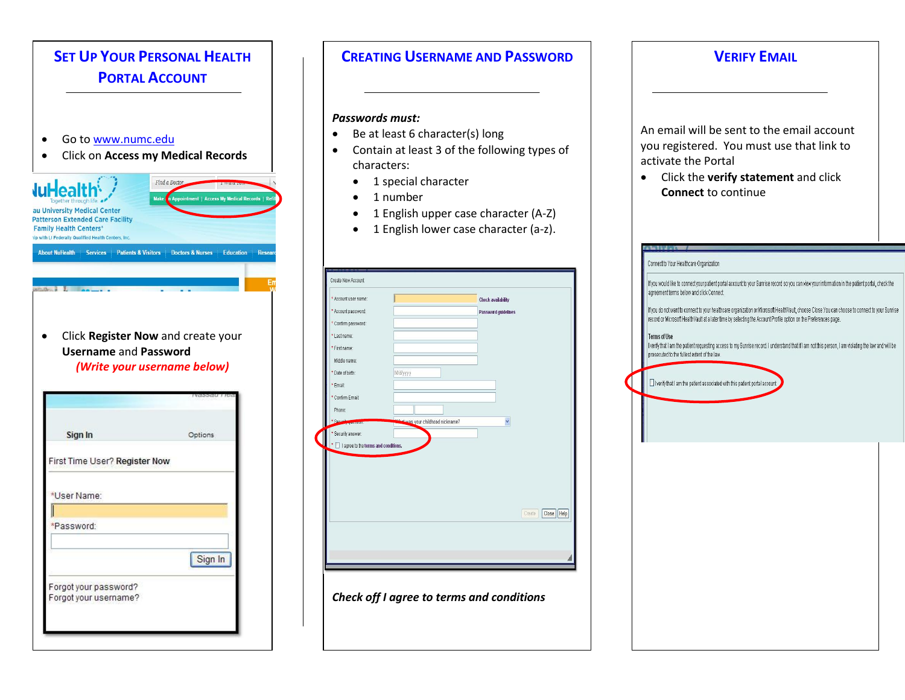## Set Up Your Personal Health Portal Account

- Go to www.numc.edu
- Click on **Access my Medical Records**

- Click **Register Now** and create your **Username** and **Password**
  ***(Write your username below)***

## Creating Username and Password

***Passwords must:***

- Be at least 6 character(s) long
- Contain at least 3 of the following types of characters:
  - 1 special character
  - 1 number
  - 1 English upper case character (A-Z)
  - 1 English lower case character (a-z).

***Check off I agree to terms and conditions***

## Verify Email

An email will be sent to the email account you registered. You must use that link to activate the Portal

- Click the **verify statement** and click **Connect** to continue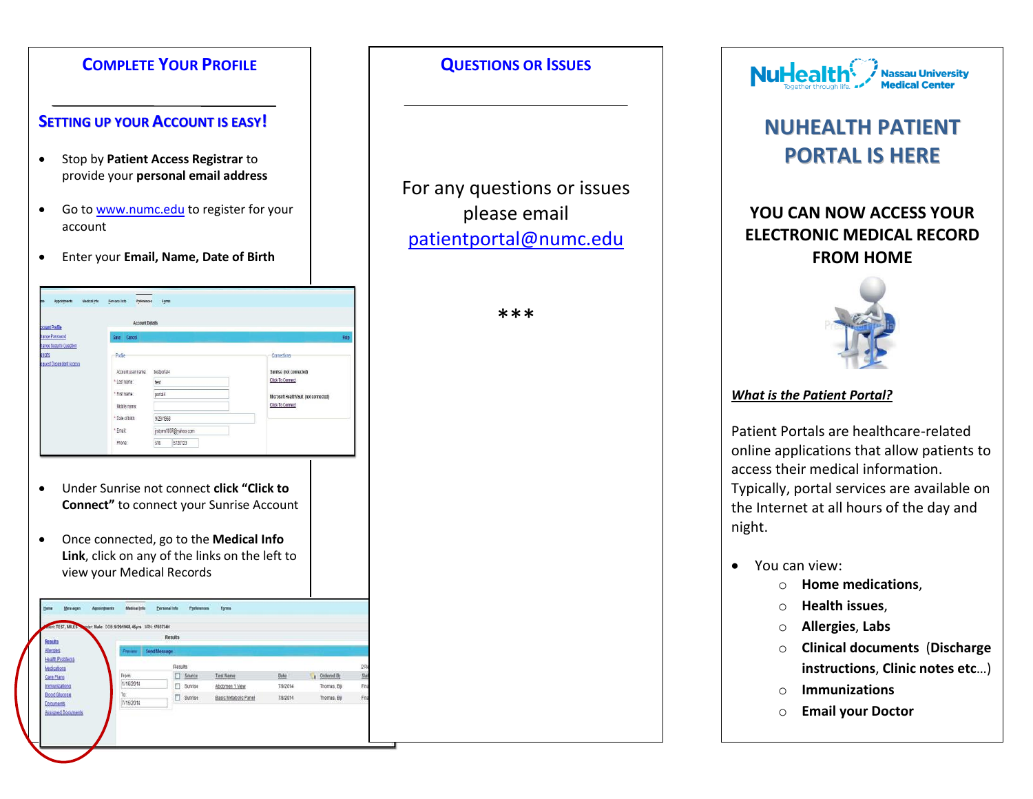## Complete Your Profile

### Setting up your Account is easy!

- Stop by **Patient Access Registrar** to provide your **personal email address**
- Go to www.numc.edu to register for your account
- Enter your **Email, Name, Date of Birth**

- Under Sunrise not connect **click "Click to Connect"** to connect your Sunrise Account
- Once connected, go to the **Medical Info Link**, click on any of the links on the left to view your Medical Records

## Questions or Issues

For any questions or issues please email patientportal@numc.edu

***

NuHealth Together through life. Nassau University Medical Center

# NUHEALTH PATIENT PORTAL IS HERE

## YOU CAN NOW ACCESS YOUR ELECTRONIC MEDICAL RECORD FROM HOME

***What is the Patient Portal?***

Patient Portals are healthcare-related online applications that allow patients to access their medical information. Typically, portal services are available on the Internet at all hours of the day and night.

- You can view:
  - **Home medications**,
  - **Health issues**,
  - **Allergies, Labs**
  - **Clinical documents** (**Discharge instructions**, **Clinic notes etc**…)
  - **Immunizations**
  - **Email your Doctor**